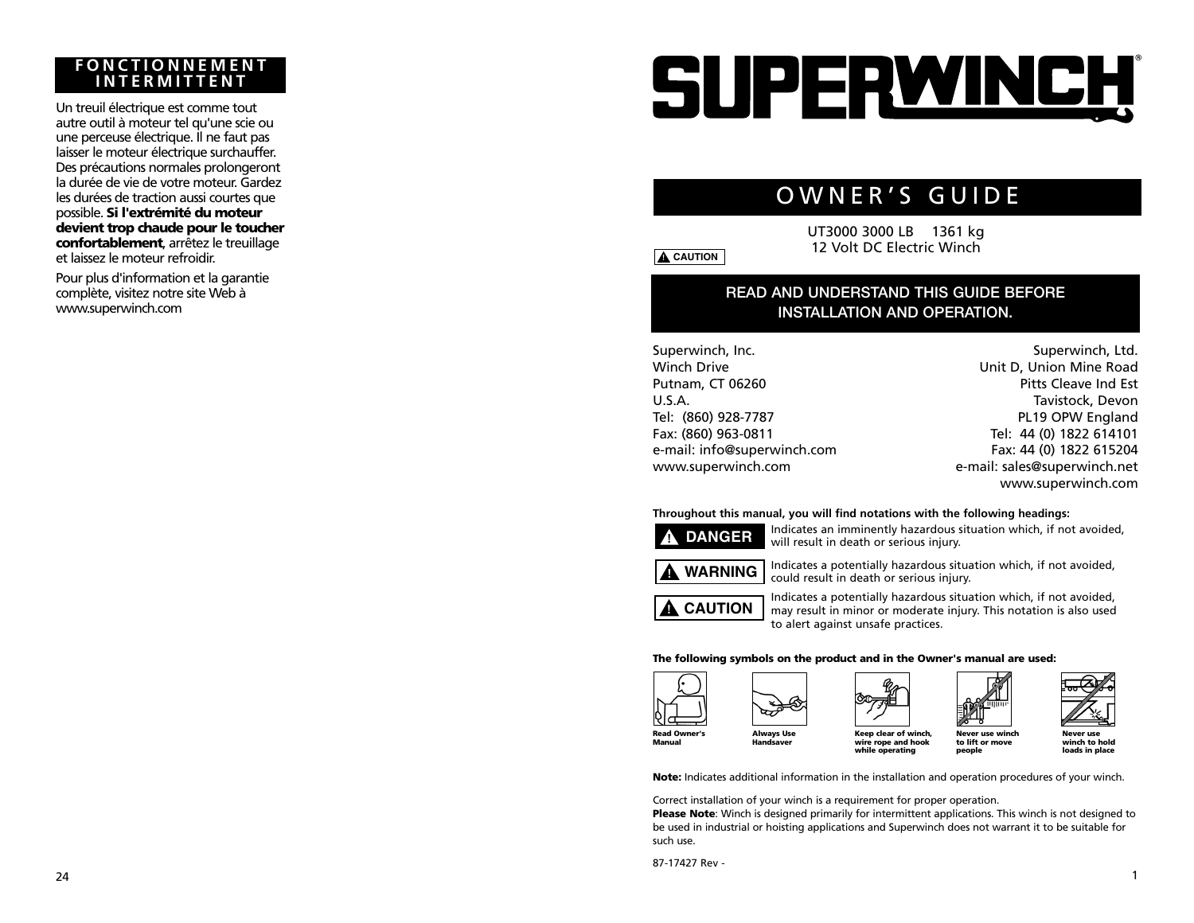## FONCTIONNEMENT INTERMITTENT

Un treuil électrique est comme tout autre outil à moteur tel qu'une scie ou une perceuse électrique. Il ne faut pas laisser le moteur électrique surchauffer. Des précautions normales prolongeront la durée de vie de votre moteur. Gardez les durées de traction aussi courtes que possible. **Si l'extrémité du moteur devient trop chaude pour le toucher confortablement**, arrêtez le treuillage et laissez le moteur refroidir.

Pour plus d'information et la garantie complète, visitez notre site Web à www.superwinch.com

# SUPERWINCH®

## OWNER'S GUIDE

UT3000 3000 LB 1361 kg
12 Volt DC Electric Winch

⚠ CAUTION

**READ AND UNDERSTAND THIS GUIDE BEFORE INSTALLATION AND OPERATION.**

Superwinch, Inc.
Winch Drive
Putnam, CT 06260
U.S.A.
Tel: (860) 928-7787
Fax: (860) 963-0811
e-mail: info@superwinch.com
www.superwinch.com

Superwinch, Ltd.
Unit D, Union Mine Road
Pitts Cleave Ind Est
Tavistock, Devon
PL19 OPW England
Tel: 44 (0) 1822 614101
Fax: 44 (0) 1822 615204
e-mail: sales@superwinch.net
www.superwinch.com

**Throughout this manual, you will find notations with the following headings:**

**⚠ DANGER** Indicates an imminently hazardous situation which, if not avoided, will result in death or serious injury.

**⚠ WARNING** Indicates a potentially hazardous situation which, if not avoided, could result in death or serious injury.

**⚠ CAUTION** Indicates a potentially hazardous situation which, if not avoided, may result in minor or moderate injury. This notation is also used to alert against unsafe practices.

**The following symbols on the product and in the Owner's manual are used:**

- Read Owner's Manual
- Always Use Handsaver
- Keep clear of winch, wire rope and hook while operating
- Never use winch to lift or move people
- Never use winch to hold loads in place

**Note:** Indicates additional information in the installation and operation procedures of your winch.

Correct installation of your winch is a requirement for proper operation.
**Please Note**: Winch is designed primarily for intermittent applications. This winch is not designed to be used in industrial or hoisting applications and Superwinch does not warrant it to be suitable for such use.

87-17427 Rev -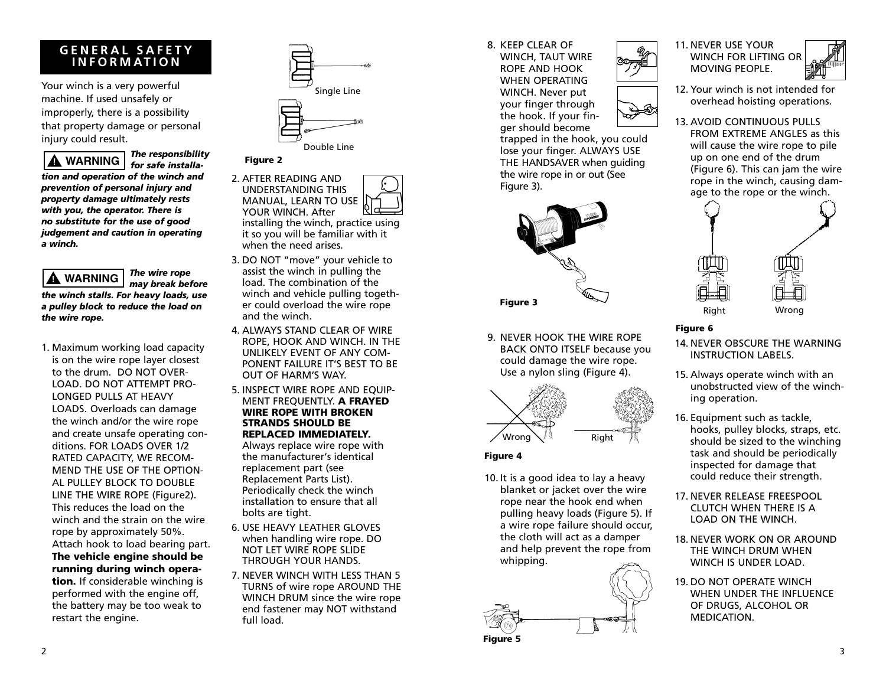## GENERAL SAFETY INFORMATION

Your winch is a very powerful machine. If used unsafely or improperly, there is a possibility that property damage or personal injury could result.

**⚠ WARNING** ***The responsibility for safe installation and operation of the winch and prevention of personal injury and property damage ultimately rests with you, the operator. There is no substitute for the use of good judgement and caution in operating a winch.***

**⚠ WARNING** ***The wire rope may break before the winch stalls. For heavy loads, use a pulley block to reduce the load on the wire rope.***

1. Maximum working load capacity is on the wire rope layer closest to the drum. DO NOT OVERLOAD. DO NOT ATTEMPT PROLONGED PULLS AT HEAVY LOADS. Overloads can damage the winch and/or the wire rope and create unsafe operating conditions. FOR LOADS OVER 1/2 RATED CAPACITY, WE RECOMMEND THE USE OF THE OPTIONAL PULLEY BLOCK TO DOUBLE LINE THE WIRE ROPE (Figure2). This reduces the load on the winch and the strain on the wire rope by approximately 50%. Attach hook to load bearing part. **The vehicle engine should be running during winch operation.** If considerable winching is performed with the engine off, the battery may be too weak to restart the engine.

Single Line

Double Line

**Figure 2**

2. AFTER READING AND UNDERSTANDING THIS MANUAL, LEARN TO USE YOUR WINCH. After installing the winch, practice using it so you will be familiar with it when the need arises.
3. DO NOT "move" your vehicle to assist the winch in pulling the load. The combination of the winch and vehicle pulling together could overload the wire rope and the winch.
4. ALWAYS STAND CLEAR OF WIRE ROPE, HOOK AND WINCH. IN THE UNLIKELY EVENT OF ANY COMPONENT FAILURE IT'S BEST TO BE OUT OF HARM'S WAY.
5. INSPECT WIRE ROPE AND EQUIPMENT FREQUENTLY. **A FRAYED WIRE ROPE WITH BROKEN STRANDS SHOULD BE REPLACED IMMEDIATELY.** Always replace wire rope with the manufacturer's identical replacement part (see Replacement Parts List). Periodically check the winch installation to ensure that all bolts are tight.
6. USE HEAVY LEATHER GLOVES when handling wire rope. DO NOT LET WIRE ROPE SLIDE THROUGH YOUR HANDS.
7. NEVER WINCH WITH LESS THAN 5 TURNS of wire rope AROUND THE WINCH DRUM since the wire rope end fastener may NOT withstand full load.
8. KEEP CLEAR OF WINCH, TAUT WIRE ROPE AND HOOK WHEN OPERATING WINCH. Never put your finger through the hook. If your finger should become trapped in the hook, you could lose your finger. ALWAYS USE THE HANDSAVER when guiding the wire rope in or out (See Figure 3).

**Figure 3**

9. NEVER HOOK THE WIRE ROPE BACK ONTO ITSELF because you could damage the wire rope. Use a nylon sling (Figure 4).

Wrong Right

**Figure 4**

10. It is a good idea to lay a heavy blanket or jacket over the wire rope near the hook end when pulling heavy loads (Figure 5). If a wire rope failure should occur, the cloth will act as a damper and help prevent the rope from whipping.

**Figure 5**

11. NEVER USE YOUR WINCH FOR LIFTING OR MOVING PEOPLE.
12. Your winch is not intended for overhead hoisting operations.
13. AVOID CONTINUOUS PULLS FROM EXTREME ANGLES as this will cause the wire rope to pile up on one end of the drum (Figure 6). This can jam the wire rope in the winch, causing damage to the rope or the winch.

Right Wrong

**Figure 6**

14. NEVER OBSCURE THE WARNING INSTRUCTION LABELS.
15. Always operate winch with an unobstructed view of the winching operation.
16. Equipment such as tackle, hooks, pulley blocks, straps, etc. should be sized to the winching task and should be periodically inspected for damage that could reduce their strength.
17. NEVER RELEASE FREESPOOL CLUTCH WHEN THERE IS A LOAD ON THE WINCH.
18. NEVER WORK ON OR AROUND THE WINCH DRUM WHEN WINCH IS UNDER LOAD.
19. DO NOT OPERATE WINCH WHEN UNDER THE INFLUENCE OF DRUGS, ALCOHOL OR MEDICATION.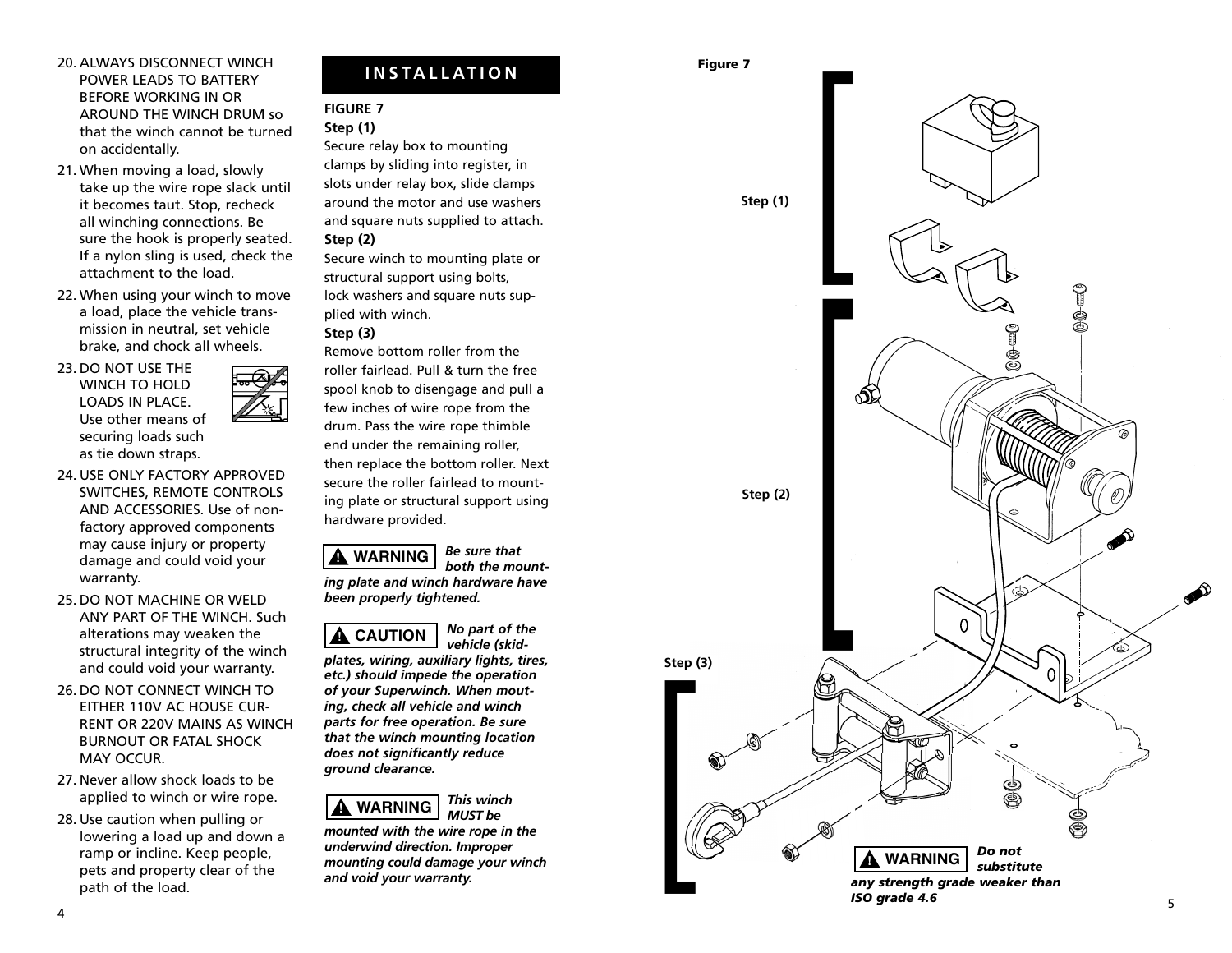20. ALWAYS DISCONNECT WINCH POWER LEADS TO BATTERY BEFORE WORKING IN OR AROUND THE WINCH DRUM so that the winch cannot be turned on accidentally.
21. When moving a load, slowly take up the wire rope slack until it becomes taut. Stop, recheck all winching connections. Be sure the hook is properly seated. If a nylon sling is used, check the attachment to the load.
22. When using your winch to move a load, place the vehicle transmission in neutral, set vehicle brake, and chock all wheels.
23. DO NOT USE THE WINCH TO HOLD LOADS IN PLACE. Use other means of securing loads such as tie down straps.
24. USE ONLY FACTORY APPROVED SWITCHES, REMOTE CONTROLS AND ACCESSORIES. Use of non-factory approved components may cause injury or property damage and could void your warranty.
25. DO NOT MACHINE OR WELD ANY PART OF THE WINCH. Such alterations may weaken the structural integrity of the winch and could void your warranty.
26. DO NOT CONNECT WINCH TO EITHER 110V AC HOUSE CURRENT OR 220V MAINS AS WINCH BURNOUT OR FATAL SHOCK MAY OCCUR.
27. Never allow shock loads to be applied to winch or wire rope.
28. Use caution when pulling or lowering a load up and down a ramp or incline. Keep people, pets and property clear of the path of the load.

## INSTALLATION

**FIGURE 7**

**Step (1)**
Secure relay box to mounting clamps by sliding into register, in slots under relay box, slide clamps around the motor and use washers and square nuts supplied to attach.

**Step (2)**
Secure winch to mounting plate or structural support using bolts, lock washers and square nuts supplied with winch.

**Step (3)**
Remove bottom roller from the roller fairlead. Pull & turn the free spool knob to disengage and pull a few inches of wire rope from the drum. Pass the wire rope thimble end under the remaining roller, then replace the bottom roller. Next secure the roller fairlead to mounting plate or structural support using hardware provided.

**⚠ WARNING** ***Be sure that both the mounting plate and winch hardware have been properly tightened.***

**⚠ CAUTION** ***No part of the vehicle (skid-plates, wiring, auxiliary lights, tires, etc.) should impede the operation of your Superwinch. When mounting, check all vehicle and winch parts for free operation. Be sure that the winch mounting location does not significantly reduce ground clearance.***

**⚠ WARNING** ***This winch MUST be mounted with the wire rope in the underwind direction. Improper mounting could damage your winch and void your warranty.***

**Figure 7**

Step (1)

Step (2)

Step (3)

**⚠ WARNING** ***Do not substitute any strength grade weaker than ISO grade 4.6***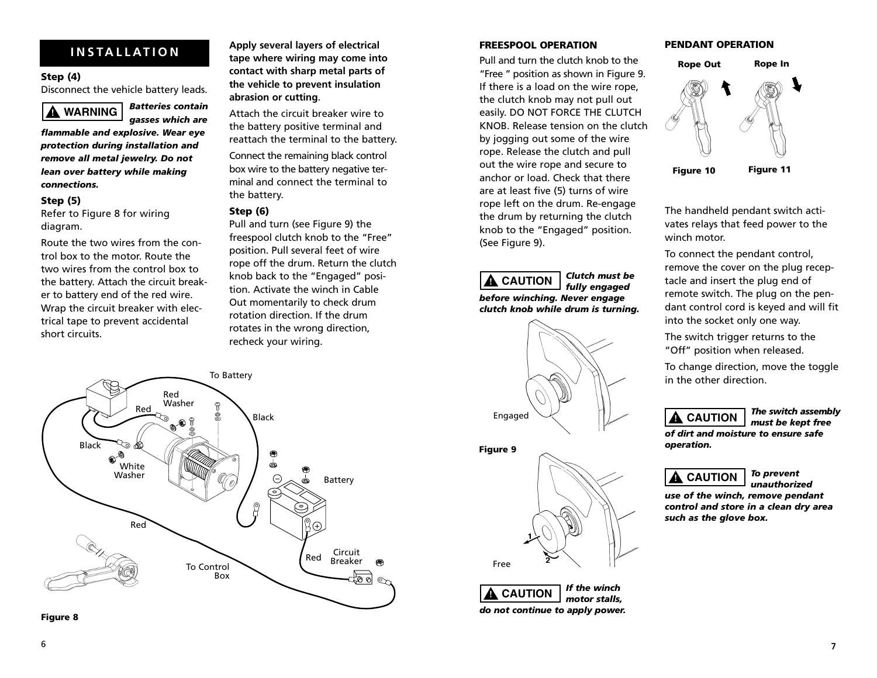## INSTALLATION

**Step (4)**
Disconnect the vehicle battery leads.

**⚠ WARNING** ***Batteries contain gasses which are flammable and explosive. Wear eye protection during installation and remove all metal jewelry. Do not lean over battery while making connections.***

**Step (5)**
Refer to Figure 8 for wiring diagram.

Route the two wires from the control box to the motor. Route the two wires from the control box to the battery. Attach the circuit breaker to battery end of the red wire. Wrap the circuit breaker with electrical tape to prevent accidental short circuits.

**Apply several layers of electrical tape where wiring may come into contact with sharp metal parts of the vehicle to prevent insulation abrasion or cutting**.

Attach the circuit breaker wire to the battery positive terminal and reattach the terminal to the battery.

Connect the remaining black control box wire to the battery negative terminal and connect the terminal to the battery.

**Step (6)**
Pull and turn (see Figure 9) the freespool clutch knob to the "Free" position. Pull several feet of wire rope off the drum. Return the clutch knob back to the "Engaged" position. Activate the winch in Cable Out momentarily to check drum rotation direction. If the drum rotates in the wrong direction, recheck your wiring.

To Battery
Red Washer
Red
Black
Black
White Washer
Battery
Red
Red
Circuit Breaker
To Control Box

**Figure 8**

**FREESPOOL OPERATION**

Pull and turn the clutch knob to the "Free " position as shown in Figure 9. If there is a load on the wire rope, the clutch knob may not pull out easily. DO NOT FORCE THE CLUTCH KNOB. Release tension on the clutch by jogging out some of the wire rope. Release the clutch and pull out the wire rope and secure to anchor or load. Check that there are at least five (5) turns of wire rope left on the drum. Re-engage the drum by returning the clutch knob to the "Engaged" position. (See Figure 9).

**⚠ CAUTION** ***Clutch must be fully engaged before winching. Never engage clutch knob while drum is turning.***

Engaged

**Figure 9**

Free

**⚠ CAUTION** ***If the winch motor stalls, do not continue to apply power.***

**PENDANT OPERATION**

Rope Out | Rope In

**Figure 10** | **Figure 11**

The handheld pendant switch activates relays that feed power to the winch motor.

To connect the pendant control, remove the cover on the plug receptacle and insert the plug end of remote switch. The plug on the pendant control cord is keyed and will fit into the socket only one way.

The switch trigger returns to the "Off" position when released.

To change direction, move the toggle in the other direction.

**⚠ CAUTION** ***The switch assembly must be kept free of dirt and moisture to ensure safe operation.***

**⚠ CAUTION** ***To prevent unauthorized use of the winch, remove pendant control and store in a clean dry area such as the glove box.***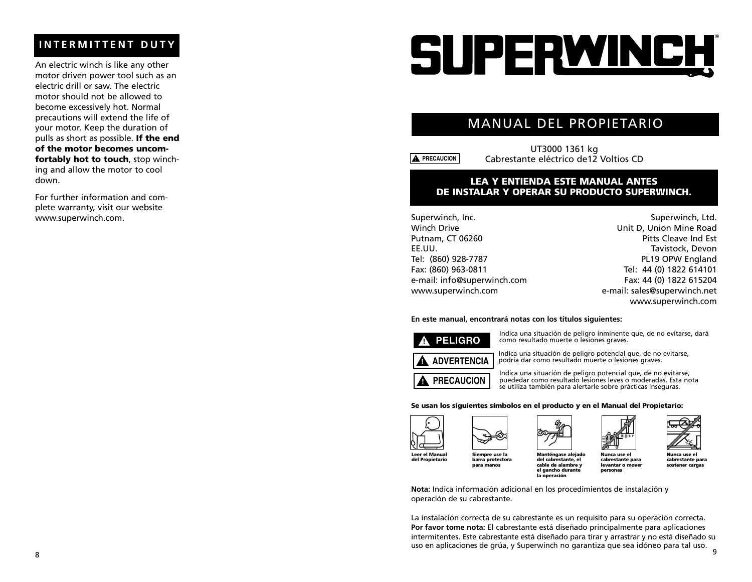## INTERMITTENT DUTY

An electric winch is like any other motor driven power tool such as an electric drill or saw. The electric motor should not be allowed to become excessively hot. Normal precautions will extend the life of your motor. Keep the duration of pulls as short as possible. **If the end of the motor becomes uncomfortably hot to touch**, stop winching and allow the motor to cool down.

For further information and complete warranty, visit our website www.superwinch.com.

# SUPERWINCH®

## MANUAL DEL PROPIETARIO

UT3000 1361 kg
Cabrestante eléctrico de12 Voltios CD

⚠ PRECAUCION

**LEA Y ENTIENDA ESTE MANUAL ANTES DE INSTALAR Y OPERAR SU PRODUCTO SUPERWINCH.**

Superwinch, Inc.
Winch Drive
Putnam, CT 06260
EE.UU.
Tel: (860) 928-7787
Fax: (860) 963-0811
e-mail: info@superwinch.com
www.superwinch.com

Superwinch, Ltd.
Unit D, Union Mine Road
Pitts Cleave Ind Est
Tavistock, Devon
PL19 OPW England
Tel: 44 (0) 1822 614101
Fax: 44 (0) 1822 615204
e-mail: sales@superwinch.net
www.superwinch.com

**En este manual, encontrará notas con los títulos siguientes:**

**⚠ PELIGRO** Indica una situación de peligro inminente que, de no evitarse, dará como resultado muerte o lesiones graves.

**⚠ ADVERTENCIA** Indica una situación de peligro potencial que, de no evitarse, podría dar como resultado muerte o lesiones graves.

**⚠ PRECAUCION** Indica una situación de peligro potencial que, de no evitarse, puededar como resultado lesiones leves o moderadas. Esta nota se utiliza también para alertarle sobre prácticas inseguras.

**Se usan los siguientes símbolos en el producto y en el Manual del Propietario:**

- **Leer el Manual del Propietario**
- **Siempre use la barra protectora para manos**
- **Manténgase alejado del cabrestante, el cable de alambre y el gancho durante la operación**
- **Nunca use el cabrestante para levantar o mover personas**
- **Nunca use el cabrestante para sostener cargas**

**Nota:** Indica información adicional en los procedimientos de instalación y operación de su cabrestante.

La instalación correcta de su cabrestante es un requisito para su operación correcta. **Por favor tome nota:** El cabrestante está diseñado principalmente para aplicaciones intermitentes. Este cabrestante está diseñado para tirar y arrastrar y no está diseñado su uso en aplicaciones de grúa, y Superwinch no garantiza que sea idóneo para tal uso.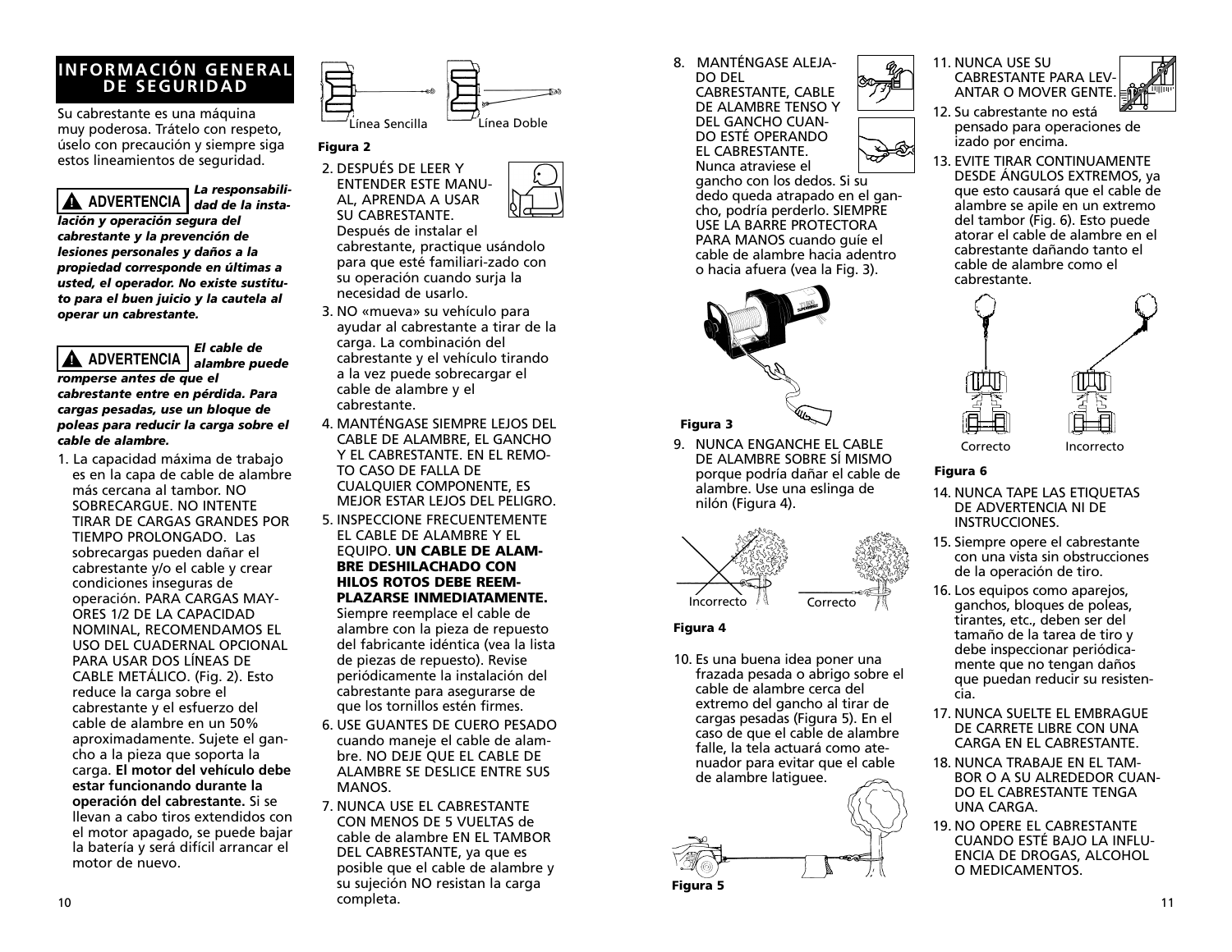## INFORMACIÓN GENERAL DE SEGURIDAD

Su cabrestante es una máquina muy poderosa. Trátelo con respeto, úselo con precaución y siempre siga estos lineamientos de seguridad.

**⚠ ADVERTENCIA** ***La responsabilidad de la instalación y operación segura del cabrestante y la prevención de lesiones personales y daños a la propiedad corresponde en últimas a usted, el operador. No existe sustituto para el buen juicio y la cautela al operar un cabrestante.***

**⚠ ADVERTENCIA** ***El cable de alambre puede romperse antes de que el cabrestante entre en pérdida. Para cargas pesadas, use un bloque de poleas para reducir la carga sobre el cable de alambre.***

1. La capacidad máxima de trabajo es en la capa de cable de alambre más cercana al tambor. NO SOBRECARGUE. NO INTENTE TIRAR DE CARGAS GRANDES POR TIEMPO PROLONGADO. Las sobrecargas pueden dañar el cabrestante y/o el cable y crear condiciones inseguras de operación. PARA CARGAS MAYORES 1/2 DE LA CAPACIDAD NOMINAL, RECOMENDAMOS EL USO DEL CUADERNAL OPCIONAL PARA USAR DOS LÍNEAS DE CABLE METÁLICO. (Fig. 2). Esto reduce la carga sobre el cabrestante y el esfuerzo del cable de alambre en un 50% aproximadamente. Sujete el gancho a la pieza que soporta la carga. **El motor del vehículo debe estar funcionando durante la operación del cabrestante.** Si se llevan a cabo tiros extendidos con el motor apagado, se puede bajar la batería y será difícil arrancar el motor de nuevo.

Línea Sencilla    Línea Doble

**Figura 2**

2. DESPUÉS DE LEER Y ENTENDER ESTE MANUAL, APRENDA A USAR SU CABRESTANTE. Después de instalar el cabrestante, practique usándolo para que esté familiari-zado con su operación cuando surja la necesidad de usarlo.
3. NO «mueva» su vehículo para ayudar al cabrestante a tirar de la carga. La combinación del cabrestante y el vehículo tirando a la vez puede sobrecargar el cable de alambre y el cabrestante.
4. MANTÉNGASE SIEMPRE LEJOS DEL CABLE DE ALAMBRE, EL GANCHO Y EL CABRESTANTE. EN EL REMOTO CASO DE FALLA DE CUALQUIER COMPONENTE, ES MEJOR ESTAR LEJOS DEL PELIGRO.
5. INSPECCIONE FRECUENTEMENTE EL CABLE DE ALAMBRE Y EL EQUIPO. **UN CABLE DE ALAMBRE DESHILACHADO CON HILOS ROTOS DEBE REEMPLAZARSE INMEDIATAMENTE.** Siempre reemplace el cable de alambre con la pieza de repuesto del fabricante idéntica (vea la lista de piezas de repuesto). Revise periódicamente la instalación del cabrestante para asegurarse de que los tornillos estén firmes.
6. USE GUANTES DE CUERO PESADO cuando maneje el cable de alambre. NO DEJE QUE EL CABLE DE ALAMBRE SE DESLICE ENTRE SUS MANOS.
7. NUNCA USE EL CABRESTANTE CON MENOS DE 5 VUELTAS de cable de alambre EN EL TAMBOR DEL CABRESTANTE, ya que es posible que el cable de alambre y su sujeción NO resistan la carga completa.
8. MANTÉNGASE ALEJADO DEL CABRESTANTE, CABLE DE ALAMBRE TENSO Y DEL GANCHO CUANDO ESTÉ OPERANDO EL CABRESTANTE. Nunca atraviese el gancho con los dedos. Si su dedo queda atrapado en el gancho, podría perderlo. SIEMPRE USE LA BARRE PROTECTORA PARA MANOS cuando guíe el cable de alambre hacia adentro o hacia afuera (vea la Fig. 3).

**Figura 3**

9. NUNCA ENGANCHE EL CABLE DE ALAMBRE SOBRE SÍ MISMO porque podría dañar el cable de alambre. Use una eslinga de nilón (Figura 4).

Incorrecto    Correcto

**Figura 4**

10. Es una buena idea poner una frazada pesada o abrigo sobre el cable de alambre cerca del extremo del gancho al tirar de cargas pesadas (Figura 5). En el caso de que el cable de alambre falle, la tela actuará como atenuador para evitar que el cable de alambre latiguee.

**Figura 5**

11. NUNCA USE SU CABRESTANTE PARA LEVANTAR O MOVER GENTE.
12. Su cabrestante no está pensado para operaciones de izado por encima.
13. EVITE TIRAR CONTINUAMENTE DESDE ÁNGULOS EXTREMOS, ya que esto causará que el cable de alambre se apile en un extremo del tambor (Fig. 6). Esto puede atorar el cable de alambre en el cabrestante dañando tanto el cable de alambre como el cabrestante.

Correcto    Incorrecto

**Figura 6**

14. NUNCA TAPE LAS ETIQUETAS DE ADVERTENCIA NI DE INSTRUCCIONES.
15. Siempre opere el cabrestante con una vista sin obstrucciones de la operación de tiro.
16. Los equipos como aparejos, ganchos, bloques de poleas, tirantes, etc., deben ser del tamaño de la tarea de tiro y debe inspeccionar periódicamente que no tengan daños que puedan reducir su resistencia.
17. NUNCA SUELTE EL EMBRAGUE DE CARRETE LIBRE CON UNA CARGA EN EL CABRESTANTE.
18. NUNCA TRABAJE EN EL TAMBOR O A SU ALREDEDOR CUANDO EL CABRESTANTE TENGA UNA CARGA.
19. NO OPERE EL CABRESTANTE CUANDO ESTÉ BAJO LA INFLUENCIA DE DROGAS, ALCOHOL O MEDICAMENTOS.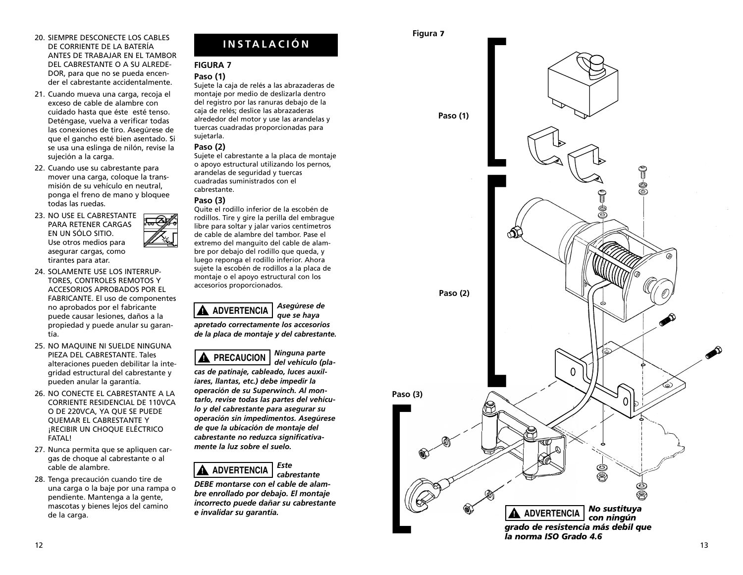20. SIEMPRE DESCONECTE LOS CABLES DE CORRIENTE DE LA BATERÍA ANTES DE TRABAJAR EN EL TAMBOR DEL CABRESTANTE O A SU ALREDEDOR, para que no se pueda encender el cabrestante accidentalmente.
21. Cuando mueva una carga, recoja el exceso de cable de alambre con cuidado hasta que éste esté tenso. Deténgase, vuelva a verificar todas las conexiones de tiro. Asegúrese de que el gancho esté bien asentado. Si se usa una eslinga de nilón, revise la sujeción a la carga.
22. Cuando use su cabrestante para mover una carga, coloque la transmisión de su vehículo en neutral, ponga el freno de mano y bloquee todas las ruedas.
23. NO USE EL CABRESTANTE PARA RETENER CARGAS EN UN SÓLO SITIO. Use otros medios para asegurar cargas, como tirantes para atar.
24. SOLAMENTE USE LOS INTERRUPTORES, CONTROLES REMOTOS Y ACCESORIOS APROBADOS POR EL FABRICANTE. El uso de componentes no aprobados por el fabricante puede causar lesiones, daños a la propiedad y puede anular su garantía.
25. NO MAQUINE NI SUELDE NINGUNA PIEZA DEL CABRESTANTE. Tales alteraciones pueden debilitar la integridad estructural del cabrestante y pueden anular la garantía.
26. NO CONECTE EL CABRESTANTE A LA CORRIENTE RESIDENCIAL DE 110VCA O DE 220VCA, YA QUE SE PUEDE QUEMAR EL CABRESTANTE Y ¡RECIBIR UN CHOQUE ELÉCTRICO FATAL!
27. Nunca permita que se apliquen cargas de choque al cabrestante o al cable de alambre.
28. Tenga precaución cuando tire de una carga o la baje por una rampa o pendiente. Mantenga a la gente, mascotas y bienes lejos del camino de la carga.

## INSTALACIÓN

**FIGURA 7**

**Paso (1)**
Sujete la caja de relés a las abrazaderas de montaje por medio de deslizarla dentro del registro por las ranuras debajo de la caja de relés; deslice las abrazaderas alrededor del motor y use las arandelas y tuercas cuadradas proporcionadas para sujetarla.

**Paso (2)**
Sujete el cabrestante a la placa de montaje o apoyo estructural utilizando los pernos, arandelas de seguridad y tuercas cuadradas suministrados con el cabrestante.

**Paso (3)**
Quite el rodillo inferior de la escobén de rodillos. Tire y gire la perilla del embrague libre para soltar y jalar varios centímetros de cable de alambre del tambor. Pase el extremo del manguito del cable de alambre por debajo del rodillo que queda, y luego reponga el rodillo inferior. Ahora sujete la escobén de rodillos a la placa de montaje o el apoyo estructural con los accesorios proporcionados.

**⚠ ADVERTENCIA** ***Asegúrese de que se haya apretado correctamente los accesorios de la placa de montaje y del cabrestante.***

**⚠ PRECAUCION** ***Ninguna parte del vehículo (placas de patinaje, cableado, luces auxiliares, llantas, etc.) debe impedir la operación de su Superwinch. Al montarlo, revise todas las partes del vehículo y del cabrestante para asegurar su operación sin impedimentos. Asegúrese de que la ubicación de montaje del cabrestante no reduzca significativamente la luz sobre el suelo.***

**⚠ ADVERTENCIA** ***Este cabrestante DEBE montarse con el cable de alambre enrollado por debajo. El montaje incorrecto puede dañar su cabrestante e invalidar su garantía.***

**Figura 7**

Paso (1)

Paso (2)

Paso (3)

**⚠ ADVERTENCIA** ***No sustituya con ningún grado de resistencia más débil que la norma ISO Grado 4.6***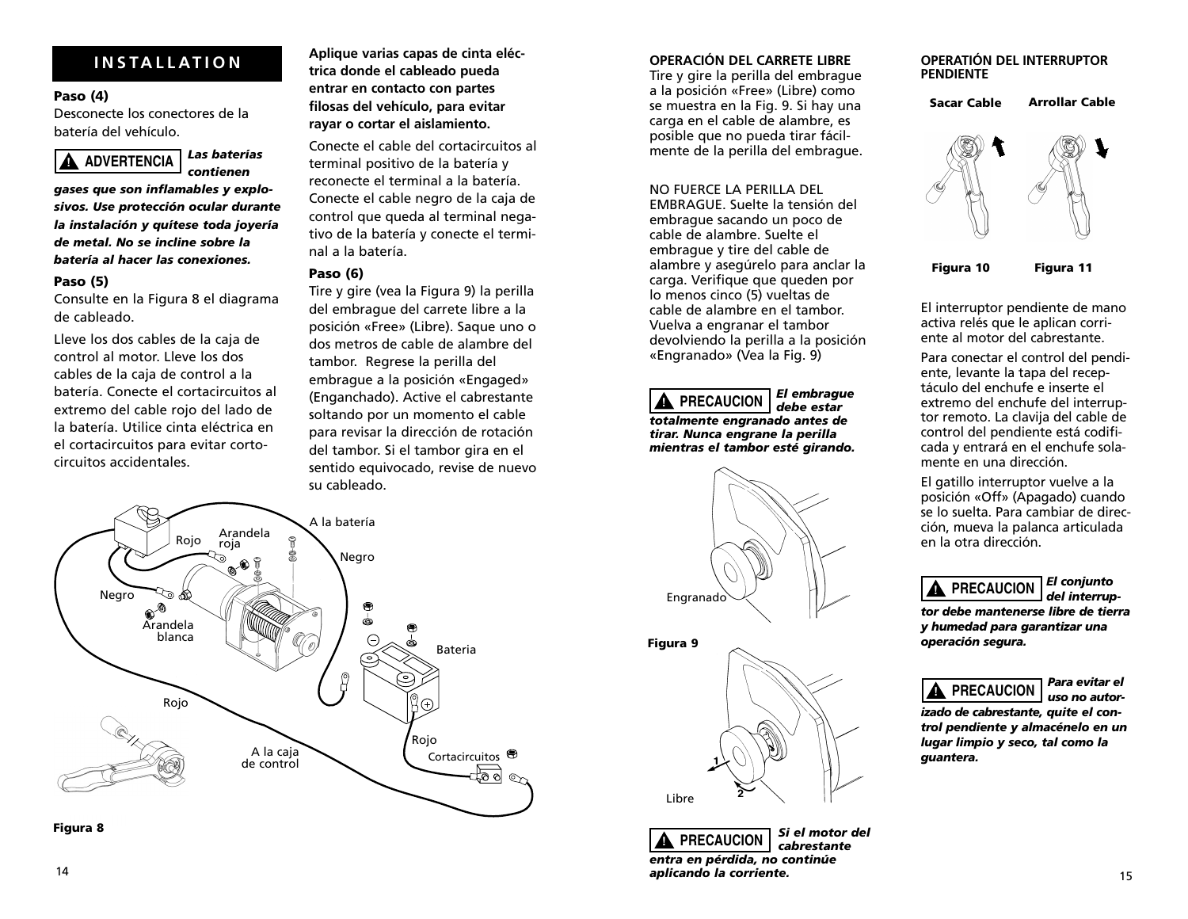## INSTALLATION

**Paso (4)**
Desconecte los conectores de la batería del vehículo.

**⚠ ADVERTENCIA** ***Las baterías contienen gases que son inflamables y explosivos. Use protección ocular durante la instalación y quítese toda joyería de metal. No se incline sobre la batería al hacer las conexiones.***

**Paso (5)**
Consulte en la Figura 8 el diagrama de cableado.

Lleve los dos cables de la caja de control al motor. Lleve los dos cables de la caja de control a la batería. Conecte el cortacircuitos al extremo del cable rojo del lado de la batería. Utilice cinta eléctrica en el cortacircuitos para evitar cortocircuitos accidentales.

**Aplique varias capas de cinta eléctrica donde el cableado pueda entrar en contacto con partes filosas del vehículo, para evitar rayar o cortar el aislamiento.**

Conecte el cable del cortacircuitos al terminal positivo de la batería y reconecte el terminal a la batería. Conecte el cable negro de la caja de control que queda al terminal negativo de la batería y conecte el terminal a la batería.

**Paso (6)**
Tire y gire (vea la Figura 9) la perilla del embrague del carrete libre a la posición «Free» (Libre). Saque uno o dos metros de cable de alambre del tambor. Regrese la perilla del embrague a la posición «Engaged» (Enganchado). Active el cabrestante soltando por un momento el cable para revisar la dirección de rotación del tambor. Si el tambor gira en el sentido equivocado, revise de nuevo su cableado.

Rojo · Arandela roja · A la batería · Negro · Negro · Arandela blanca · Bateria · Rojo · A la caja de control · Rojo · Cortacircuitos

**Figura 8**

**OPERACIÓN DEL CARRETE LIBRE**
Tire y gire la perilla del embrague a la posición «Free» (Libre) como se muestra en la Fig. 9. Si hay una carga en el cable de alambre, es posible que no pueda tirar fácilmente de la perilla del embrague.

NO FUERCE LA PERILLA DEL EMBRAGUE. Suelte la tensión del embrague sacando un poco de cable de alambre. Suelte el embrague y tire del cable de alambre y asegúrelo para anclar la carga. Verifique que queden por lo menos cinco (5) vueltas de cable de alambre en el tambor. Vuelva a engranar el tambor devolviendo la perilla a la posición «Engranado» (Vea la Fig. 9)

**⚠ PRECAUCION** ***El embrague debe estar totalmente engranado antes de tirar. Nunca engrane la perilla mientras el tambor esté girando.***

Engranado

**Figura 9**

Libre

**⚠ PRECAUCION** ***Si el motor del cabrestante entra en pérdida, no continúe aplicando la corriente.***

**OPERATIÓN DEL INTERRUPTOR PENDIENTE**

**Sacar Cable** · **Arrollar Cable**

**Figura 10** · **Figura 11**

El interruptor pendiente de mano activa relés que le aplican corriente al motor del cabrestante.

Para conectar el control del pendiente, levante la tapa del receptáculo del enchufe e inserte el extremo del enchufe del interruptor remoto. La clavija del cable de control del pendiente está codificada y entrará en el enchufe solamente en una dirección.

El gatillo interruptor vuelve a la posición «Off» (Apagado) cuando se lo suelta. Para cambiar de dirección, mueva la palanca articulada en la otra dirección.

**⚠ PRECAUCION** ***El conjunto del interruptor debe mantenerse libre de tierra y humedad para garantizar una operación segura.***

**⚠ PRECAUCION** ***Para evitar el uso no autorizado de cabrestante, quite el control pendiente y almacénelo en un lugar limpio y seco, tal como la guantera.***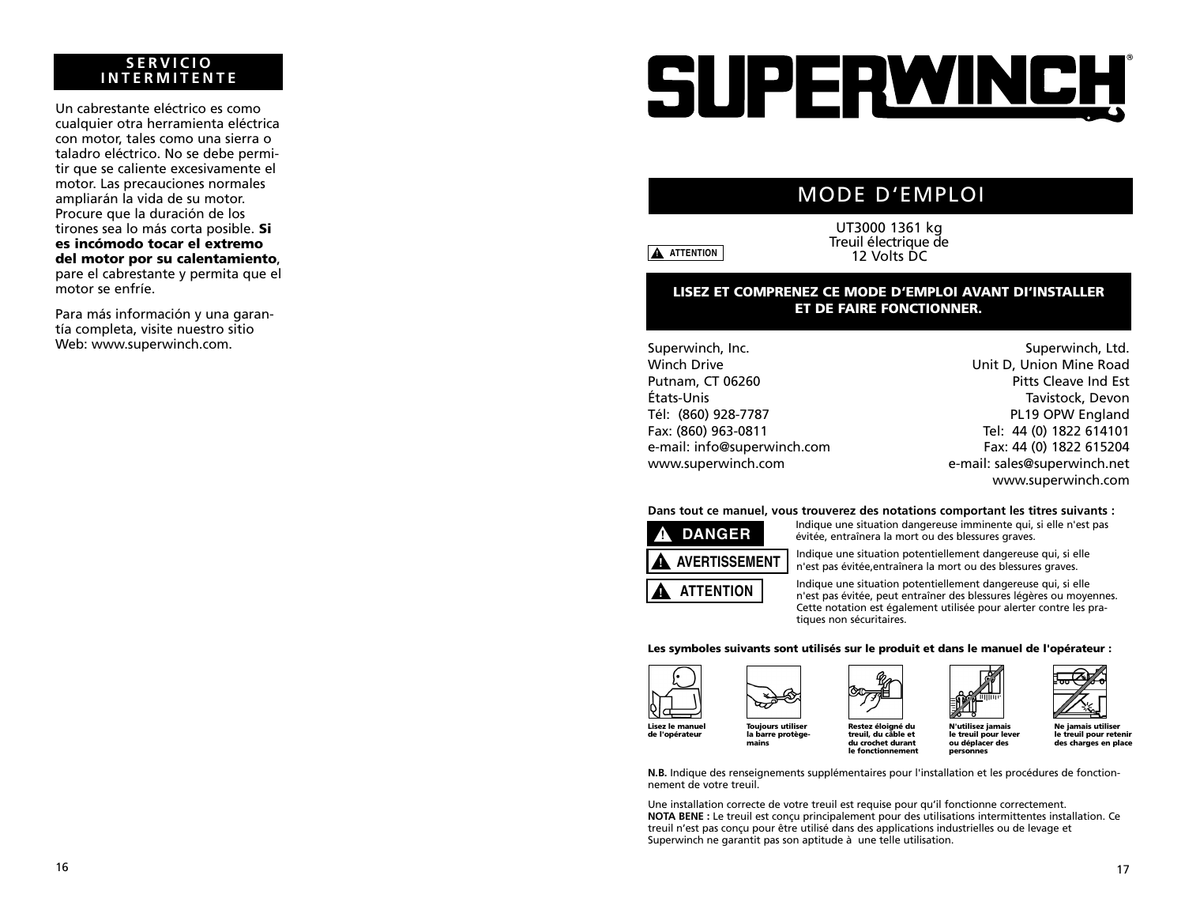## SERVICIO INTERMITENTE

Un cabrestante eléctrico es como cualquier otra herramienta eléctrica con motor, tales como una sierra o taladro eléctrico. No se debe permitir que se caliente excesivamente el motor. Las precauciones normales ampliarán la vida de su motor. Procure que la duración de los tirones sea lo más corta posible. **Si es incómodo tocar el extremo del motor por su calentamiento**, pare el cabrestante y permita que el motor se enfríe.

Para más información y una garantía completa, visite nuestro sitio Web: www.superwinch.com.

# SUPERWINCH®

## MODE D'EMPLOI

UT3000 1361 kg
Treuil électrique de
12 Volts DC

⚠ ATTENTION

**LISEZ ET COMPRENEZ CE MODE D'EMPLOI AVANT DI'INSTALLER ET DE FAIRE FONCTIONNER.**

Superwinch, Inc.
Winch Drive
Putnam, CT 06260
États-Unis
Tél: (860) 928-7787
Fax: (860) 963-0811
e-mail: info@superwinch.com
www.superwinch.com

Superwinch, Ltd.
Unit D, Union Mine Road
Pitts Cleave Ind Est
Tavistock, Devon
PL19 OPW England
Tel: 44 (0) 1822 614101
Fax: 44 (0) 1822 615204
e-mail: sales@superwinch.net
www.superwinch.com

**Dans tout ce manuel, vous trouverez des notations comportant les titres suivants :**

**⚠ DANGER** Indique une situation dangereuse imminente qui, si elle n'est pas évitée, entraînera la mort ou des blessures graves.

**⚠ AVERTISSEMENT** Indique une situation potentiellement dangereuse qui, si elle n'est pas évitée,entraînera la mort ou des blessures graves.

**⚠ ATTENTION** Indique une situation potentiellement dangereuse qui, si elle n'est pas évitée, peut entraîner des blessures légères ou moyennes. Cette notation est également utilisée pour alerter contre les pratiques non sécuritaires.

**Les symboles suivants sont utilisés sur le produit et dans le manuel de l'opérateur :**

**Lisez le manuel de l'opérateur**

**Toujours utiliser la barre protège-mains**

**Restez éloigné du treuil, du câble et du crochet durant le fonctionnement**

**N'utilisez jamais le treuil pour lever ou déplacer des personnes**

**Ne jamais utiliser le treuil pour retenir des charges en place**

**N.B.** Indique des renseignements supplémentaires pour l'installation et les procédures de fonctionnement de votre treuil.

Une installation correcte de votre treuil est requise pour qu'il fonctionne correctement.
**NOTA BENE :** Le treuil est conçu principalement pour des utilisations intermittentes installation. Ce treuil n'est pas conçu pour être utilisé dans des applications industrielles ou de levage et Superwinch ne garantit pas son aptitude à une telle utilisation.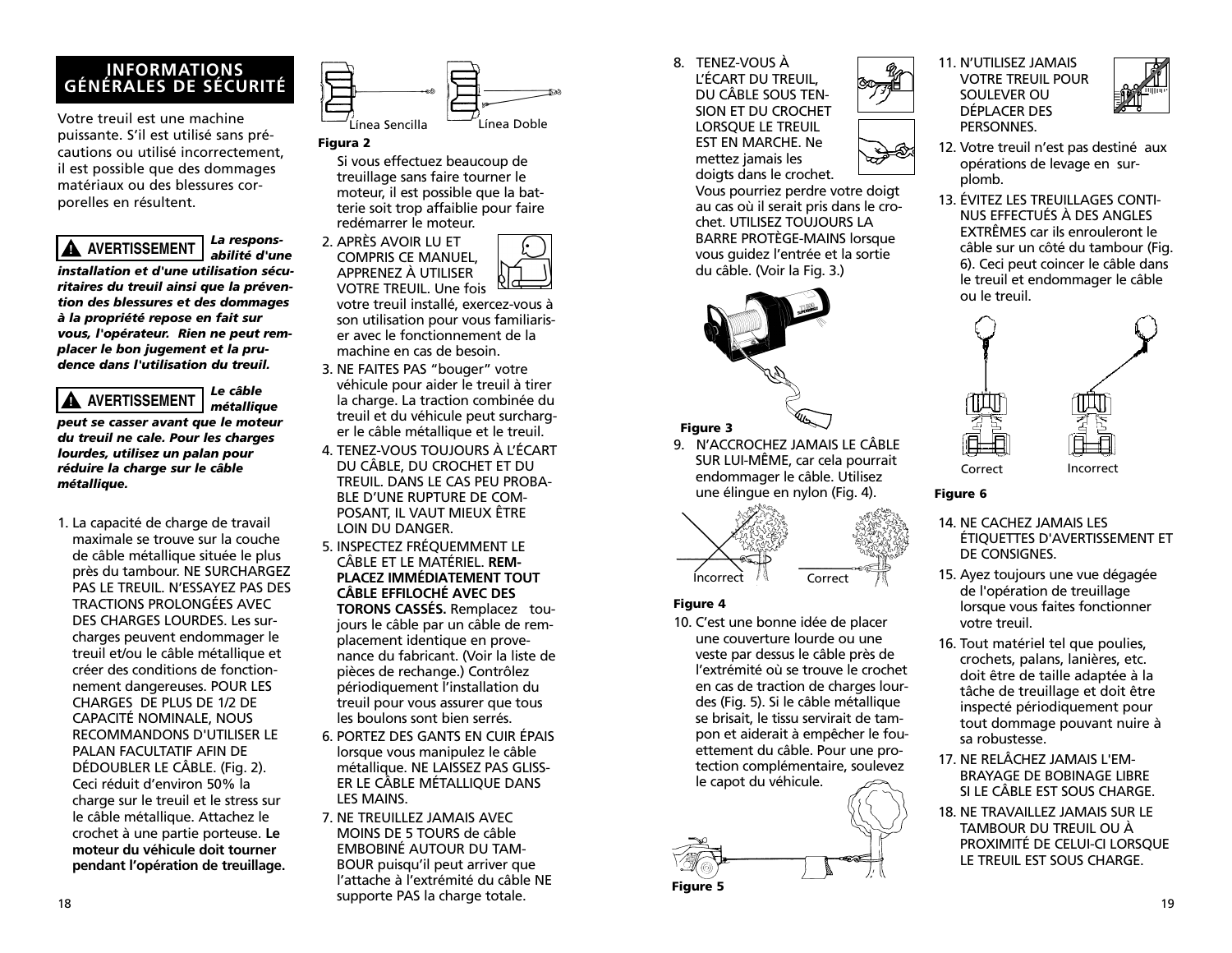## INFORMATIONS GÉNÉRALES DE SÉCURITÉ

Votre treuil est une machine puissante. S'il est utilisé sans précautions ou utilisé incorrectement, il est possible que des dommages matériaux ou des blessures corporelles en résultent.

**⚠ AVERTISSEMENT** ***La responsabilité d'une installation et d'une utilisation sécuritaires du treuil ainsi que la prévention des blessures et des dommages à la propriété repose en fait sur vous, l'opérateur. Rien ne peut remplacer le bon jugement et la prudence dans l'utilisation du treuil.***

**⚠ AVERTISSEMENT** ***Le câble métallique peut se casser avant que le moteur du treuil ne cale. Pour les charges lourdes, utilisez un palan pour réduire la charge sur le câble métallique.***

1. La capacité de charge de travail maximale se trouve sur la couche de câble métallique située le plus près du tambour. NE SURCHARGEZ PAS LE TREUIL. N'ESSAYEZ PAS DES TRACTIONS PROLONGÉES AVEC DES CHARGES LOURDES. Les surcharges peuvent endommager le treuil et/ou le câble métallique et créer des conditions de fonctionnement dangereuses. POUR LES CHARGES DE PLUS DE 1/2 DE CAPACITÉ NOMINALE, NOUS RECOMMANDONS D'UTILISER LE PALAN FACULTATIF AFIN DE DÉDOUBLER LE CÂBLE. (Fig. 2). Ceci réduit d'environ 50% la charge sur le treuil et le stress sur le câble métallique. Attachez le crochet à une partie porteuse. **Le moteur du véhicule doit tourner pendant l'opération de treuillage.**

Línea Sencilla Línea Doble

**Figura 2**

Si vous effectuez beaucoup de treuillage sans faire tourner le moteur, il est possible que la batterie soit trop affaiblie pour faire redémarrer le moteur.

2. APRÈS AVOIR LU ET COMPRIS CE MANUEL, APPRENEZ À UTILISER VOTRE TREUIL. Une fois votre treuil installé, exercez-vous à son utilisation pour vous familiariser avec le fonctionnement de la machine en cas de besoin.
3. NE FAITES PAS "bouger" votre véhicule pour aider le treuil à tirer la charge. La traction combinée du treuil et du véhicule peut surcharger le câble métallique et le treuil.
4. TENEZ-VOUS TOUJOURS À L'ÉCART DU CÂBLE, DU CROCHET ET DU TREUIL. DANS LE CAS PEU PROBABLE D'UNE RUPTURE DE COMPOSANT, IL VAUT MIEUX ÊTRE LOIN DU DANGER.
5. INSPECTEZ FRÉQUEMMENT LE CÂBLE ET LE MATÉRIEL. **REMPLACEZ IMMÉDIATEMENT TOUT CÂBLE EFFILOCHÉ AVEC DES TORONS CASSÉS.** Remplacez toujours le câble par un câble de remplacement identique en provenance du fabricant. (Voir la liste de pièces de rechange.) Contrôlez périodiquement l'installation du treuil pour vous assurer que tous les boulons sont bien serrés.
6. PORTEZ DES GANTS EN CUIR ÉPAIS lorsque vous manipulez le câble métallique. NE LAISSEZ PAS GLISSER LE CÂBLE MÉTALLIQUE DANS LES MAINS.
7. NE TREUILLEZ JAMAIS AVEC MOINS DE 5 TOURS de câble EMBOBINÉ AUTOUR DU TAMBOUR puisqu'il peut arriver que l'attache à l'extrémité du câble NE supporte PAS la charge totale.
8. TENEZ-VOUS À L'ÉCART DU TREUIL, DU CÂBLE SOUS TENSION ET DU CROCHET LORSQUE LE TREUIL EST EN MARCHE. Ne mettez jamais les doigts dans le crochet. Vous pourriez perdre votre doigt au cas où il serait pris dans le crochet. UTILISEZ TOUJOURS LA BARRE PROTÈGE-MAINS lorsque vous guidez l'entrée et la sortie du câble. (Voir la Fig. 3.)

**Figure 3**

9. N'ACCROCHEZ JAMAIS LE CÂBLE SUR LUI-MÊME, car cela pourrait endommager le câble. Utilisez une élingue en nylon (Fig. 4).

Incorrect Correct

**Figure 4**

10. C'est une bonne idée de placer une couverture lourde ou une veste par dessus le câble près de l'extrémité où se trouve le crochet en cas de traction de charges lourdes (Fig. 5). Si le câble métallique se brisait, le tissu servirait de tampon et aiderait à empêcher le fouettement du câble. Pour une protection complémentaire, soulevez le capot du véhicule.

**Figure 5**

11. N'UTILISEZ JAMAIS VOTRE TREUIL POUR SOULEVER OU DÉPLACER DES PERSONNES.
12. Votre treuil n'est pas destiné aux opérations de levage en surplomb.
13. ÉVITEZ LES TREUILLAGES CONTINUS EFFECTUÉS À DES ANGLES EXTRÊMES car ils enrouleront le câble sur un côté du tambour (Fig. 6). Ceci peut coincer le câble dans le treuil et endommager le câble ou le treuil.

Correct Incorrect

**Figure 6**

14. NE CACHEZ JAMAIS LES ÉTIQUETTES D'AVERTISSEMENT ET DE CONSIGNES.
15. Ayez toujours une vue dégagée de l'opération de treuillage lorsque vous faites fonctionner votre treuil.
16. Tout matériel tel que poulies, crochets, palans, lanières, etc. doit être de taille adaptée à la tâche de treuillage et doit être inspecté périodiquement pour tout dommage pouvant nuire à sa robustesse.
17. NE RELÂCHEZ JAMAIS L'EMBRAYAGE DE BOBINAGE LIBRE SI LE CÂBLE EST SOUS CHARGE.
18. NE TRAVAILLEZ JAMAIS SUR LE TAMBOUR DU TREUIL OU À PROXIMITÉ DE CELUI-CI LORSQUE LE TREUIL EST SOUS CHARGE.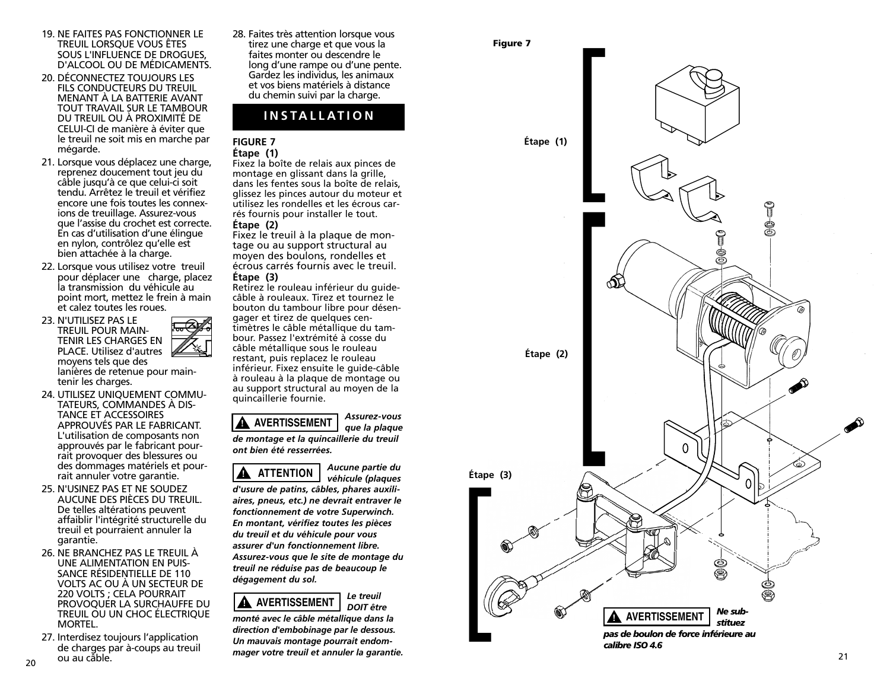19. NE FAITES PAS FONCTIONNER LE TREUIL LORSQUE VOUS ÊTES SOUS L'INFLUENCE DE DROGUES, D'ALCOOL OU DE MÉDICAMENTS.
20. DÉCONNECTEZ TOUJOURS LES FILS CONDUCTEURS DU TREUIL MENANT À LA BATTERIE AVANT TOUT TRAVAIL SUR LE TAMBOUR DU TREUIL OU À PROXIMITÉ DE CELUI-CI de manière à éviter que le treuil ne soit mis en marche par mégarde.
21. Lorsque vous déplacez une charge, reprenez doucement tout jeu du câble jusqu'à ce que celui-ci soit tendu. Arrêtez le treuil et vérifiez encore une fois toutes les connexions de treuillage. Assurez-vous que l'assise du crochet est correcte. En cas d'utilisation d'une élingue en nylon, contrôlez qu'elle est bien attachée à la charge.
22. Lorsque vous utilisez votre treuil pour déplacer une charge, placez la transmission du véhicule au point mort, mettez le frein à main et calez toutes les roues.
23. N'UTILISEZ PAS LE TREUIL POUR MAINTENIR LES CHARGES EN PLACE. Utilisez d'autres moyens tels que des lanières de retenue pour maintenir les charges.
24. UTILISEZ UNIQUEMENT COMMUTATEURS, COMMANDES À DISTANCE ET ACCESSOIRES APPROUVÉS PAR LE FABRICANT. L'utilisation de composants non approuvés par le fabricant pourrait provoquer des blessures ou des dommages matériels et pourrait annuler votre garantie.
25. N'USINEZ PAS ET NE SOUDEZ AUCUNE DES PIÈCES DU TREUIL. De telles altérations peuvent affaiblir l'intégrité structurelle du treuil et pourraient annuler la garantie.
26. NE BRANCHEZ PAS LE TREUIL À UNE ALIMENTATION EN PUISSANCE RÉSIDENTIELLE DE 110 VOLTS AC OU À UN SECTEUR DE 220 VOLTS ; CELA POURRAIT PROVOQUER LA SURCHAUFFE DU TREUIL OU UN CHOC ÉLECTRIQUE MORTEL.
27. Interdisez toujours l'application de charges par à-coups au treuil ou au câble.
28. Faites très attention lorsque vous tirez une charge et que vous la faites monter ou descendre le long d'une rampe ou d'une pente. Gardez les individus, les animaux et vos biens matériels à distance du chemin suivi par la charge.

## INSTALLATION

**FIGURE 7**

**Étape (1)**
Fixez la boîte de relais aux pinces de montage en glissant dans la grille, dans les fentes sous la boîte de relais, glissez les pinces autour du moteur et utilisez les rondelles et les écrous carrés fournis pour installer le tout.

**Étape (2)**
Fixez le treuil à la plaque de montage ou au support structural au moyen des boulons, rondelles et écrous carrés fournis avec le treuil.

**Étape (3)**
Retirez le rouleau inférieur du guide-câble à rouleaux. Tirez et tournez le bouton du tambour libre pour désengager et tirez de quelques centimètres le câble métallique du tambour. Passez l'extrémité à cosse du câble métallique sous le rouleau restant, puis replacez le rouleau inférieur. Fixez ensuite le guide-câble à rouleau à la plaque de montage ou au support structural au moyen de la quincaillerie fournie.

**⚠ AVERTISSEMENT** ***Assurez-vous que la plaque de montage et la quincaillerie du treuil ont bien été resserrées.***

**⚠ ATTENTION** ***Aucune partie du véhicule (plaques d'usure de patins, câbles, phares auxiliaires, pneus, etc.) ne devrait entraver le fonctionnement de votre Superwinch. En montant, vérifiez toutes les pièces du treuil et du véhicule pour vous assurer d'un fonctionnement libre. Assurez-vous que le site de montage du treuil ne réduise pas de beaucoup le dégagement du sol.***

**⚠ AVERTISSEMENT** ***Le treuil DOIT être monté avec le câble métallique dans la direction d'embobinage par le dessous. Un mauvais montage pourrait endommager votre treuil et annuler la garantie.***

**Figure 7**

Étape (1)

Étape (2)

Étape (3)

**⚠ AVERTISSEMENT** ***Ne substituez pas de boulon de force inférieure au calibre ISO 4.6***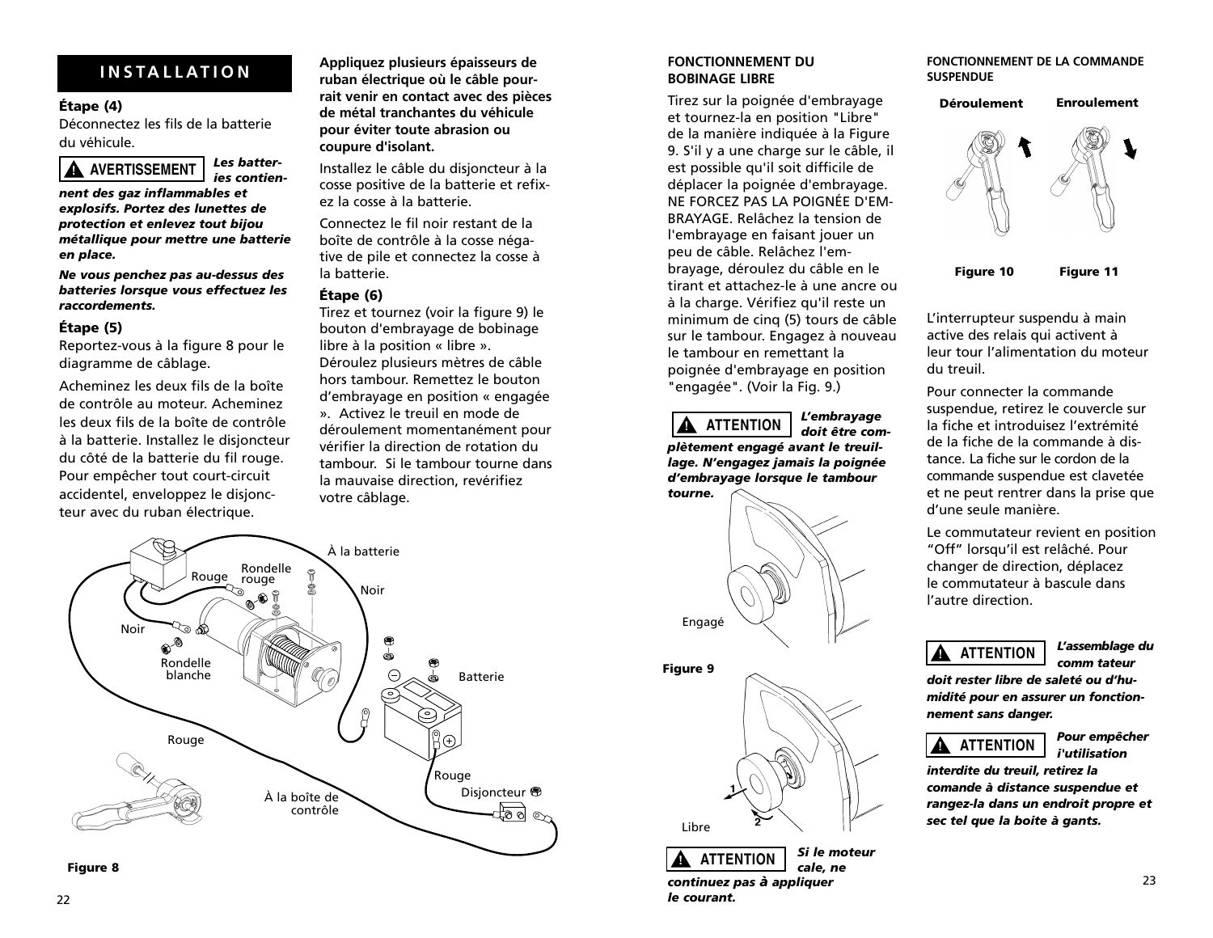## INSTALLATION

**Étape (4)**
Déconnectez les fils de la batterie du véhicule.

**⚠ AVERTISSEMENT** ***Les batteries contiennent des gaz inflammables et explosifs. Portez des lunettes de protection et enlevez tout bijou métallique pour mettre une batterie en place.***

***Ne vous penchez pas au-dessus des batteries lorsque vous effectuez les raccordements.***

**Étape (5)**
Reportez-vous à la figure 8 pour le diagramme de câblage.

Acheminez les deux fils de la boîte de contrôle au moteur. Acheminez les deux fils de la boîte de contrôle à la batterie. Installez le disjoncteur du côté de la batterie du fil rouge. Pour empêcher tout court-circuit accidentel, enveloppez le disjoncteur avec du ruban électrique.

**Appliquez plusieurs épaisseurs de ruban électrique où le câble pourrait venir en contact avec des pièces de métal tranchantes du véhicule pour éviter toute abrasion ou coupure d'isolant.**

Installez le câble du disjoncteur à la cosse positive de la batterie et refixez la cosse à la batterie.

Connectez le fil noir restant de la boîte de contrôle à la cosse négative de pile et connectez la cosse à la batterie.

**Étape (6)**
Tirez et tournez (voir la figure 9) le bouton d'embrayage de bobinage libre à la position « libre ». Déroulez plusieurs mètres de câble hors tambour. Remettez le bouton d'embrayage en position « engagée ». Activez le treuil en mode de déroulement momentanément pour vérifier la direction de rotation du tambour. Si le tambour tourne dans la mauvaise direction, revérifiez votre câblage.

À la batterie
Rouge
Rondelle rouge
Noir
Noir
Rondelle blanche
Batterie
Rouge
Rouge
Disjoncteur
À la boîte de contrôle

Figure 8

**FONCTIONNEMENT DU BOBINAGE LIBRE**

Tirez sur la poignée d'embrayage et tournez-la en position "Libre" de la manière indiquée à la Figure 9. S'il y a une charge sur le câble, il est possible qu'il soit difficile de déplacer la poignée d'embrayage. NE FORCEZ PAS LA POIGNÉE D'EMBRAYAGE. Relâchez la tension de l'embrayage en faisant jouer un peu de câble. Relâchez l'embrayage, déroulez du câble en le tirant et attachez-le à une ancre ou à la charge. Vérifiez qu'il reste un minimum de cinq (5) tours de câble sur le tambour. Engagez à nouveau le tambour en remettant la poignée d'embrayage en position "engagée". (Voir la Fig. 9.)

**⚠ ATTENTION** ***L'embrayage doit être complètement engagé avant le treuillage. N'engagez jamais la poignée d'embrayage lorsque le tambour tourne.***

Engagé
Libre
1
2

Figure 9

**⚠ ATTENTION** ***Si le moteur cale, ne continuez pas à appliquer le courant.***

**FONCTIONNEMENT DE LA COMMANDE SUSPENDUE**

Déroulement
Enroulement

Figure 10    Figure 11

L'interrupteur suspendu à main active des relais qui activent à leur tour l'alimentation du moteur du treuil.

Pour connecter la commande suspendue, retirez le couvercle sur la fiche et introduisez l'extrémité de la fiche de la commande à distance. La fiche sur le cordon de la commande suspendue est clavetée et ne peut rentrer dans la prise que d'une seule manière.

Le commutateur revient en position "Off" lorsqu'il est relâché. Pour changer de direction, déplacez le commutateur à bascule dans l'autre direction.

**⚠ ATTENTION** ***L'assemblage du comm tateur doit rester libre de saleté ou d'humidité pour en assurer un fonctionnement sans danger.***

**⚠ ATTENTION** ***Pour empêcher i'utilisation interdite du treuil, retirez la comande à distance suspendue et rangez-la dans un endroit propre et sec tel que la boite à gants.***